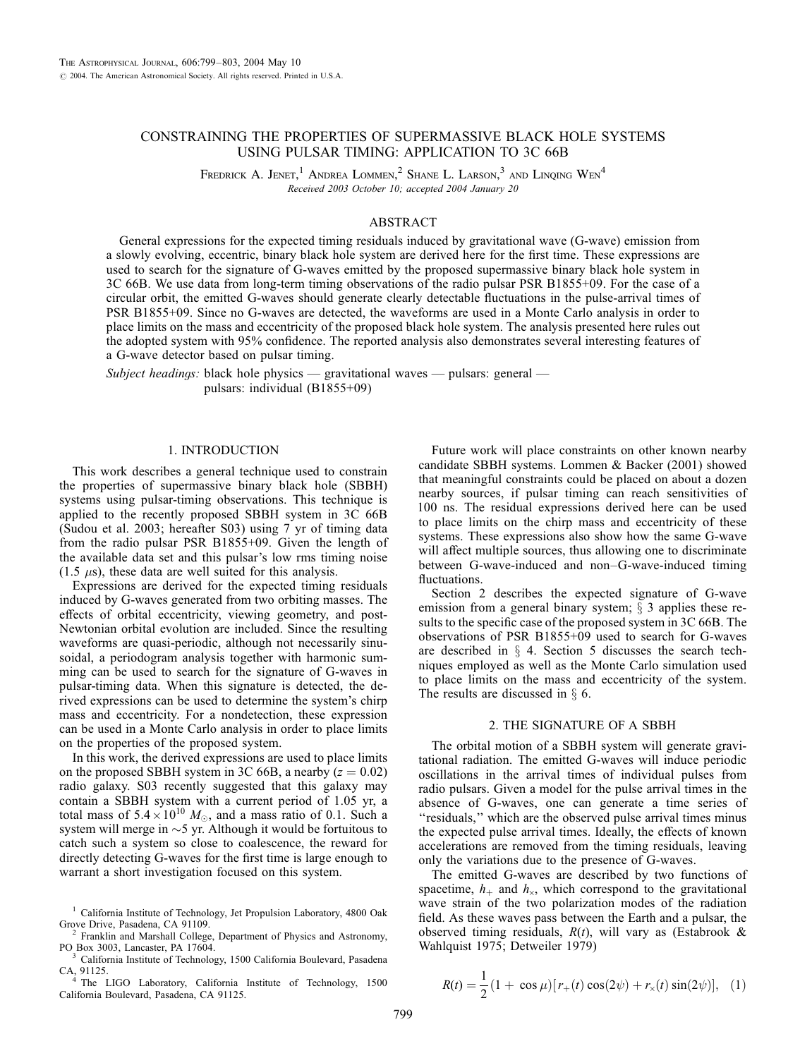# CONSTRAINING THE PROPERTIES OF SUPERMASSIVE BLACK HOLE SYSTEMS USING PULSAR TIMING: APPLICATION TO 3C 66B

Fredrick A. Jenet,[1] Andrea Lommen,[2] Shane L. Larson,[3] and Linqing Wen[4]

*Received 2003 October 10; accepted 2004 January 20*

## ABSTRACT

General expressions for the expected timing residuals induced by gravitational wave (G-wave) emission from a slowly evolving, eccentric, binary black hole system are derived here for the first time. These expressions are used to search for the signature of G-waves emitted by the proposed supermassive binary black hole system in 3C 66B. We use data from long-term timing observations of the radio pulsar PSR B1855+09. For the case of a circular orbit, the emitted G-waves should generate clearly detectable fluctuations in the pulse-arrival times of PSR B1855+09. Since no G-waves are detected, the waveforms are used in a Monte Carlo analysis in order to place limits on the mass and eccentricity of the proposed black hole system. The analysis presented here rules out the adopted system with 95% confidence. The reported analysis also demonstrates several interesting features of a G-wave detector based on pulsar timing.

*Subject headings:* black hole physics — gravitational waves — pulsars: general — pulsars: individual (B1855+09)

## 1. INTRODUCTION

This work describes a general technique used to constrain the properties of supermassive binary black hole (SBBH) systems using pulsar-timing observations. This technique is applied to the recently proposed SBBH system in 3C 66B (Sudou et al. 2003; hereafter S03) using 7 yr of timing data from the radio pulsar PSR B1855+09. Given the length of the available data set and this pulsar's low rms timing noise (1.5 $\mu$s), these data are well suited for this analysis.

Expressions are derived for the expected timing residuals induced by G-waves generated from two orbiting masses. The effects of orbital eccentricity, viewing geometry, and post-Newtonian orbital evolution are included. Since the resulting waveforms are quasi-periodic, although not necessarily sinusoidal, a periodogram analysis together with harmonic summing can be used to search for the signature of G-waves in pulsar-timing data. When this signature is detected, the derived expressions can be used to determine the system's chirp mass and eccentricity. For a nondetection, these expression can be used in a Monte Carlo analysis in order to place limits on the properties of the proposed system.

In this work, the derived expressions are used to place limits on the proposed SBBH system in 3C 66B, a nearby ($z = 0.02$) radio galaxy. S03 recently suggested that this galaxy may contain a SBBH system with a current period of 1.05 yr, a total mass of $5.4 \times 10^{10}\ M_{\odot}$, and a mass ratio of 0.1. Such a system will merge in $\sim$5 yr. Although it would be fortuitous to catch such a system so close to coalescence, the reward for directly detecting G-waves for the first time is large enough to warrant a short investigation focused on this system.

Future work will place constraints on other known nearby candidate SBBH systems. Lommen & Backer (2001) showed that meaningful constraints could be placed on about a dozen nearby sources, if pulsar timing can reach sensitivities of 100 ns. The residual expressions derived here can be used to place limits on the chirp mass and eccentricity of these systems. These expressions also show how the same G-wave will affect multiple sources, thus allowing one to discriminate between G-wave-induced and non–G-wave-induced timing fluctuations.

Section 2 describes the expected signature of G-wave emission from a general binary system; § 3 applies these results to the specific case of the proposed system in 3C 66B. The observations of PSR B1855+09 used to search for G-waves are described in § 4. Section 5 discusses the search techniques employed as well as the Monte Carlo simulation used to place limits on the mass and eccentricity of the system. The results are discussed in § 6.

## 2. THE SIGNATURE OF A SBBH

The orbital motion of a SBBH system will generate gravitational radiation. The emitted G-waves will induce periodic oscillations in the arrival times of individual pulses from radio pulsars. Given a model for the pulse arrival times in the absence of G-waves, one can generate a time series of "residuals," which are the observed pulse arrival times minus the expected pulse arrival times. Ideally, the effects of known accelerations are removed from the timing residuals, leaving only the variations due to the presence of G-waves.

The emitted G-waves are described by two functions of spacetime, $h_+$ and $h_\times$, which correspond to the gravitational wave strain of the two polarization modes of the radiation field. As these waves pass between the Earth and a pulsar, the observed timing residuals, $R(t)$, will vary as (Estabrook & Wahlquist 1975; Detweiler 1979)

$$R(t) = \frac{1}{2}(1 + \cos\mu)[r_+(t)\cos(2\psi) + r_\times(t)\sin(2\psi)], \quad (1)$$

---

[1] California Institute of Technology, Jet Propulsion Laboratory, 4800 Oak Grove Drive, Pasadena, CA 91109.

[2] Franklin and Marshall College, Department of Physics and Astronomy, PO Box 3003, Lancaster, PA 17604.

[3] California Institute of Technology, 1500 California Boulevard, Pasadena CA, 91125.

[4] The LIGO Laboratory, California Institute of Technology, 1500 California Boulevard, Pasadena, CA 91125.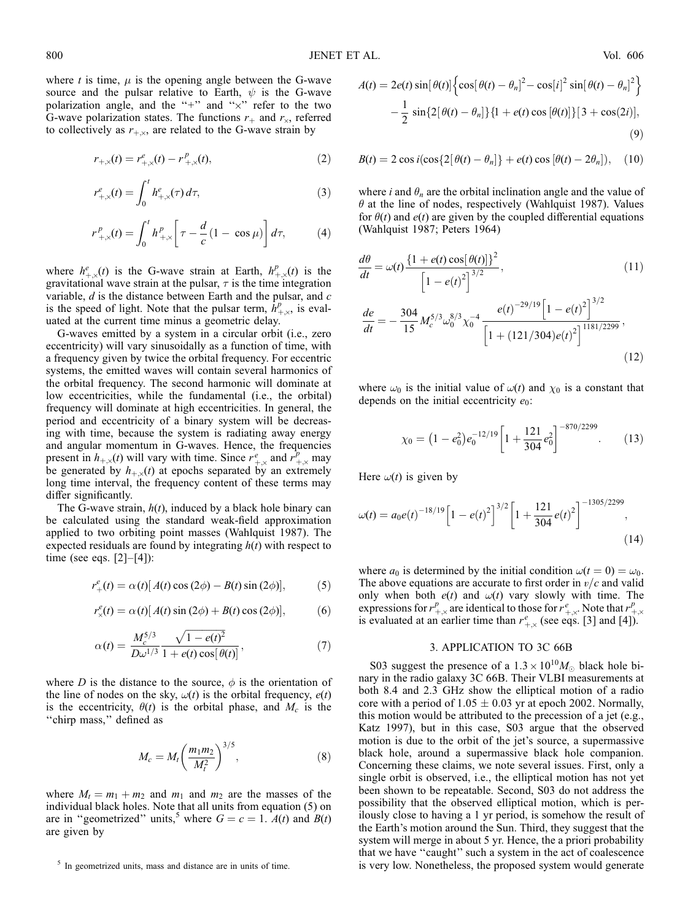where $t$ is time, $\mu$ is the opening angle between the G-wave source and the pulsar relative to Earth, $\psi$ is the G-wave polarization angle, and the "+" and "×" refer to the two G-wave polarization states. The functions $r_+$ and $r_\times$, referred to collectively as $r_{+,\times}$, are related to the G-wave strain by

$$r_{+,\times}(t) = r^e_{+,\times}(t) - r^p_{+,\times}(t), \tag{2}$$

$$r^e_{+,\times}(t) = \int_0^t h^e_{+,\times}(\tau)\, d\tau, \tag{3}$$

$$r^p_{+,\times}(t) = \int_0^t h^p_{+,\times}\left[\tau - \frac{d}{c}(1 - \cos\mu)\right] d\tau, \tag{4}$$

where $h^e_{+,\times}(t)$ is the G-wave strain at Earth, $h^p_{+,\times}(t)$ is the gravitational wave strain at the pulsar, $\tau$ is the time integration variable, $d$ is the distance between Earth and the pulsar, and $c$ is the speed of light. Note that the pulsar term, $h^p_{+,\times}$, is evaluated at the current time minus a geometric delay.

G-waves emitted by a system in a circular orbit (i.e., zero eccentricity) will vary sinusoidally as a function of time, with a frequency given by twice the orbital frequency. For eccentric systems, the emitted waves will contain several harmonics of the orbital frequency. The second harmonic will dominate at low eccentricities, while the fundamental (i.e., the orbital) frequency will dominate at high eccentricities. In general, the period and eccentricity of a binary system will be decreasing with time, because the system is radiating away energy and angular momentum in G-waves. Hence, the frequencies present in $h_{+,\times}(t)$ will vary with time. Since $r^e_{+,\times}$ and $r^p_{+,\times}$ may be generated by $h_{+,\times}(t)$ at epochs separated by an extremely long time interval, the frequency content of these terms may differ significantly.

The G-wave strain, $h(t)$, induced by a black hole binary can be calculated using the standard weak-field approximation applied to two orbiting point masses (Wahlquist 1987). The expected residuals are found by integrating $h(t)$ with respect to time (see eqs. [2]–[4]):

$$r^e_+(t) = \alpha(t)[A(t)\cos(2\phi) - B(t)\sin(2\phi)], \tag{5}$$

$$r^e_\times(t) = \alpha(t)[A(t)\sin(2\phi) + B(t)\cos(2\phi)], \tag{6}$$

$$\alpha(t) = \frac{M_c^{5/3}}{D\omega^{1/3}} \frac{\sqrt{1 - e(t)^2}}{1 + e(t)\cos[\theta(t)]}, \tag{7}$$

where $D$ is the distance to the source, $\phi$ is the orientation of the line of nodes on the sky, $\omega(t)$ is the orbital frequency, $e(t)$ is the eccentricity, $\theta(t)$ is the orbital phase, and $M_c$ is the "chirp mass," defined as

$$M_c = M_t\left(\frac{m_1 m_2}{M_t^2}\right)^{3/5}, \tag{8}$$

where $M_t = m_1 + m_2$ and $m_1$ and $m_2$ are the masses of the individual black holes. Note that all units from equation (5) on are in "geometrized" units,[5] where $G = c = 1$. $A(t)$ and $B(t)$ are given by

$$A(t) = 2e(t)\sin[\theta(t)]\left\{\cos[\theta(t) - \theta_n]^2 - \cos[i]^2 \sin[\theta(t) - \theta_n]^2\right\} - \frac{1}{2}\sin\{2[\theta(t) - \theta_n]\}\{1 + e(t)\cos[\theta(t)]\}[3 + \cos(2i)], \tag{9}$$

$$B(t) = 2\cos i(\cos\{2[\theta(t) - \theta_n]\} + e(t)\cos[\theta(t) - 2\theta_n]), \tag{10}$$

where $i$ and $\theta_n$ are the orbital inclination angle and the value of $\theta$ at the line of nodes, respectively (Wahlquist 1987). Values for $\theta(t)$ and $e(t)$ are given by the coupled differential equations (Wahlquist 1987; Peters 1964)

$$\frac{d\theta}{dt} = \omega(t)\frac{\{1 + e(t)\cos[\theta(t)]\}^2}{\left[1 - e(t)^2\right]^{3/2}}, \tag{11}$$

$$\frac{de}{dt} = -\frac{304}{15} M_c^{5/3}\omega_0^{8/3}\chi_0^{-4} \frac{e(t)^{-29/19}\left[1 - e(t)^2\right]^{3/2}}{\left[1 + (121/304)e(t)^2\right]^{1181/2299}}, \tag{12}$$

where $\omega_0$ is the initial value of $\omega(t)$ and $\chi_0$ is a constant that depends on the initial eccentricity $e_0$:

$$\chi_0 = \left(1 - e_0^2\right)e_0^{-12/19}\left[1 + \frac{121}{304}e_0^2\right]^{-870/2299}. \tag{13}$$

Here $\omega(t)$ is given by

$$\omega(t) = a_0 e(t)^{-18/19}\left[1 - e(t)^2\right]^{3/2}\left[1 + \frac{121}{304}e(t)^2\right]^{-1305/2299}, \tag{14}$$

where $a_0$ is determined by the initial condition $\omega(t = 0) = \omega_0$. The above equations are accurate to first order in $v/c$ and valid only when both $e(t)$ and $\omega(t)$ vary slowly with time. The expressions for $r^p_{+,\times}$ are identical to those for $r^e_{+,\times}$. Note that $r^p_{+,\times}$ is evaluated at an earlier time than $r^e_{+,\times}$ (see eqs. [3] and [4]).

## 3. APPLICATION TO 3C 66B

S03 suggest the presence of a $1.3 \times 10^{10} M_\odot$ black hole binary in the radio galaxy 3C 66B. Their VLBI measurements at both 8.4 and 2.3 GHz show the elliptical motion of a radio core with a period of $1.05 \pm 0.03$ yr at epoch 2002. Normally, this motion would be attributed to the precession of a jet (e.g., Katz 1997), but in this case, S03 argue that the observed motion is due to the orbit of the jet's source, a supermassive black hole, around a supermassive black hole companion. Concerning these claims, we note several issues. First, only a single orbit is observed, i.e., the elliptical motion has not yet been shown to be repeatable. Second, S03 do not address the possibility that the observed elliptical motion, which is perilously close to having a 1 yr period, is somehow the result of the Earth's motion around the Sun. Third, they suggest that the system will merge in about 5 yr. Hence, the a priori probability that we have "caught" such a system in the act of coalescence is very low. Nonetheless, the proposed system would generate

[5] In geometrized units, mass and distance are in units of time.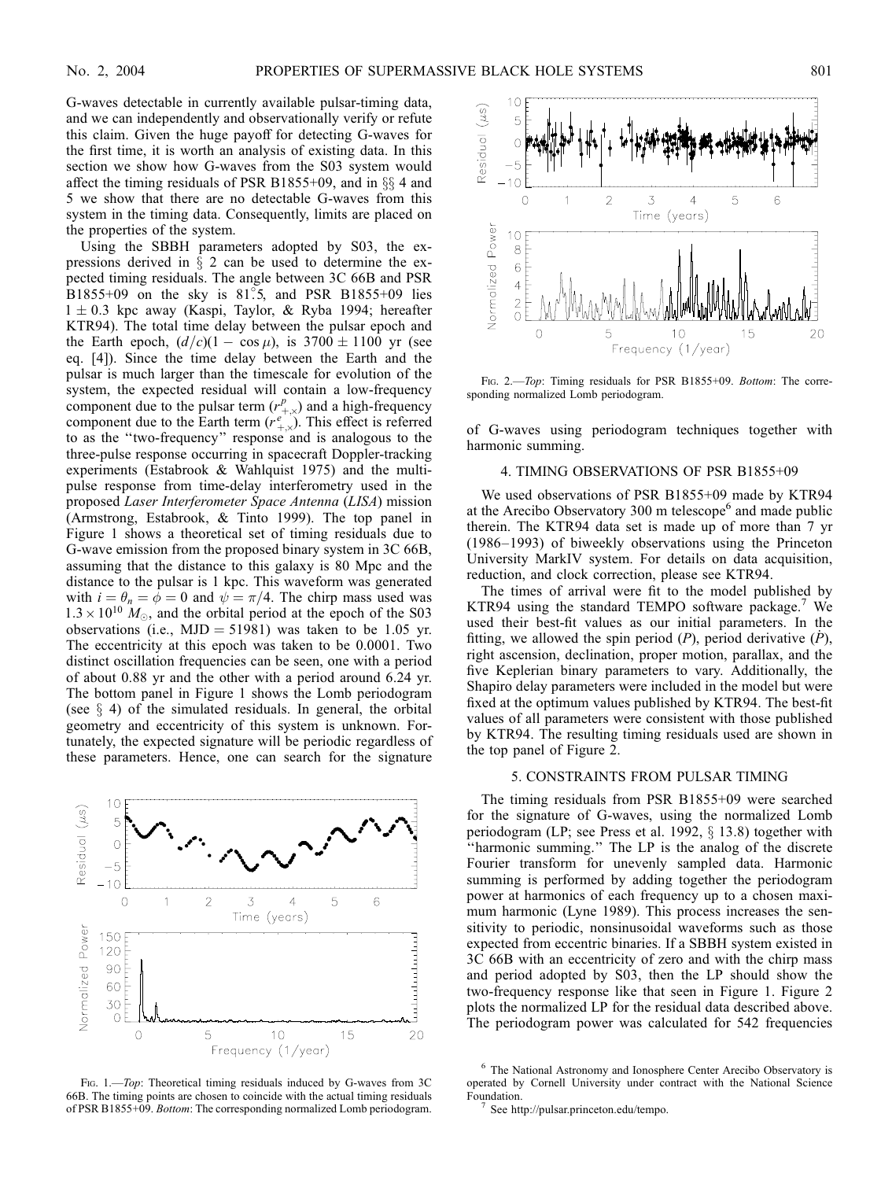G-waves detectable in currently available pulsar-timing data, and we can independently and observationally verify or refute this claim. Given the huge payoff for detecting G-waves for the first time, it is worth an analysis of existing data. In this section we show how G-waves from the S03 system would affect the timing residuals of PSR B1855+09, and in §§ 4 and 5 we show that there are no detectable G-waves from this system in the timing data. Consequently, limits are placed on the properties of the system.

Using the SBBH parameters adopted by S03, the expressions derived in § 2 can be used to determine the expected timing residuals. The angle between 3C 66B and PSR B1855+09 on the sky is 81°.5, and PSR B1855+09 lies $1 \pm 0.3$ kpc away (Kaspi, Taylor, & Ryba 1994; hereafter KTR94). The total time delay between the pulsar epoch and the Earth epoch, $(d/c)(1 - \cos\mu)$, is $3700 \pm 1100$ yr (see eq. [4]). Since the time delay between the Earth and the pulsar is much larger than the timescale for evolution of the system, the expected residual will contain a low-frequency component due to the pulsar term ($r^{p}_{+,\times}$) and a high-frequency component due to the Earth term ($r^{e}_{+,\times}$). This effect is referred to as the "two-frequency" response and is analogous to the three-pulse response occurring in spacecraft Doppler-tracking experiments (Estabrook & Wahlquist 1975) and the multi-pulse response from time-delay interferometry used in the proposed *Laser Interferometer Space Antenna* (*LISA*) mission (Armstrong, Estabrook, & Tinto 1999). The top panel in Figure 1 shows a theoretical set of timing residuals due to G-wave emission from the proposed binary system in 3C 66B, assuming that the distance to this galaxy is 80 Mpc and the distance to the pulsar is 1 kpc. This waveform was generated with $i = \theta_n = \phi = 0$ and $\psi = \pi/4$. The chirp mass used was $1.3 \times 10^{10}\ M_{\odot}$, and the orbital period at the epoch of the S03 observations (i.e., MJD = 51981) was taken to be 1.05 yr. The eccentricity at this epoch was taken to be 0.0001. Two distinct oscillation frequencies can be seen, one with a period of about 0.88 yr and the other with a period around 6.24 yr. The bottom panel in Figure 1 shows the Lomb periodogram (see § 4) of the simulated residuals. In general, the orbital geometry and eccentricity of this system is unknown. Fortunately, the expected signature will be periodic regardless of these parameters. Hence, one can search for the signature of G-waves using periodogram techniques together with harmonic summing.

Fig. 1.—*Top*: Theoretical timing residuals induced by G-waves from 3C 66B. The timing points are chosen to coincide with the actual timing residuals of PSR B1855+09. *Bottom*: The corresponding normalized Lomb periodogram.

Fig. 2.—*Top*: Timing residuals for PSR B1855+09. *Bottom*: The corresponding normalized Lomb periodogram.

## 4. TIMING OBSERVATIONS OF PSR B1855+09

We used observations of PSR B1855+09 made by KTR94 at the Arecibo Observatory 300 m telescope[6] and made public therein. The KTR94 data set is made up of more than 7 yr (1986–1993) of biweekly observations using the Princeton University MarkIV system. For details on data acquisition, reduction, and clock correction, please see KTR94.

The times of arrival were fit to the model published by KTR94 using the standard TEMPO software package.[7] We used their best-fit values as our initial parameters. In the fitting, we allowed the spin period ($P$), period derivative ($\dot{P}$), right ascension, declination, proper motion, parallax, and the five Keplerian binary parameters to vary. Additionally, the Shapiro delay parameters were included in the model but were fixed at the optimum values published by KTR94. The best-fit values of all parameters were consistent with those published by KTR94. The resulting timing residuals used are shown in the top panel of Figure 2.

## 5. CONSTRAINTS FROM PULSAR TIMING

The timing residuals from PSR B1855+09 were searched for the signature of G-waves, using the normalized Lomb periodogram (LP; see Press et al. 1992, § 13.8) together with "harmonic summing." The LP is the analog of the discrete Fourier transform for unevenly sampled data. Harmonic summing is performed by adding together the periodogram power at harmonics of each frequency up to a chosen maximum harmonic (Lyne 1989). This process increases the sensitivity to periodic, nonsinusoidal waveforms such as those expected from eccentric binaries. If a SBBH system existed in 3C 66B with an eccentricity of zero and with the chirp mass and period adopted by S03, then the LP should show the two-frequency response like that seen in Figure 1. Figure 2 plots the normalized LP for the residual data described above. The periodogram power was calculated for 542 frequencies

[6] The National Astronomy and Ionosphere Center Arecibo Observatory is operated by Cornell University under contract with the National Science Foundation.

[7] See http://pulsar.princeton.edu/tempo.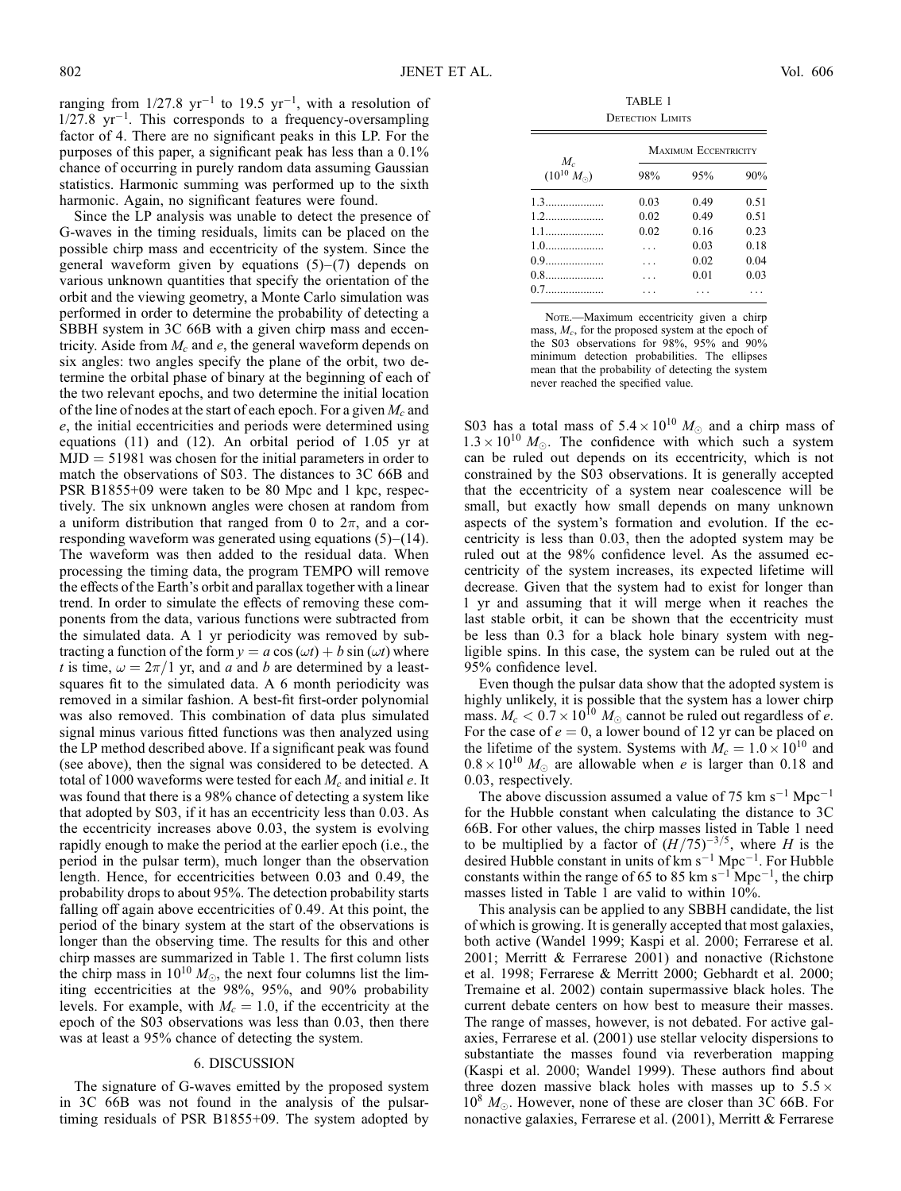ranging from 1/27.8 $yr^{-1}$ to 19.5 $yr^{-1}$, with a resolution of 1/27.8 $yr^{-1}$. This corresponds to a frequency-oversampling factor of 4. There are no significant peaks in this LP. For the purposes of this paper, a significant peak has less than a 0.1% chance of occurring in purely random data assuming Gaussian statistics. Harmonic summing was performed up to the sixth harmonic. Again, no significant features were found.

Since the LP analysis was unable to detect the presence of G-waves in the timing residuals, limits can be placed on the possible chirp mass and eccentricity of the system. Since the general waveform given by equations (5)–(7) depends on various unknown quantities that specify the orientation of the orbit and the viewing geometry, a Monte Carlo simulation was performed in order to determine the probability of detecting a SBBH system in 3C 66B with a given chirp mass and eccentricity. Aside from $M_c$ and $e$, the general waveform depends on six angles: two angles specify the plane of the orbit, two determine the orbital phase of binary at the beginning of each of the two relevant epochs, and two determine the initial location of the line of nodes at the start of each epoch. For a given $M_c$ and $e$, the initial eccentricities and periods were determined using equations (11) and (12). An orbital period of 1.05 yr at MJD = 51981 was chosen for the initial parameters in order to match the observations of S03. The distances to 3C 66B and PSR B1855+09 were taken to be 80 Mpc and 1 kpc, respectively. The six unknown angles were chosen at random from a uniform distribution that ranged from 0 to $2\pi$, and a corresponding waveform was generated using equations (5)–(14). The waveform was then added to the residual data. When processing the timing data, the program TEMPO will remove the effects of the Earth's orbit and parallax together with a linear trend. In order to simulate the effects of removing these components from the data, various functions were subtracted from the simulated data. A 1 yr periodicity was removed by subtracting a function of the form $y = a\cos(\omega t) + b\sin(\omega t)$ where $t$ is time, $\omega = 2\pi/1$ yr, and $a$ and $b$ are determined by a least-squares fit to the simulated data. A 6 month periodicity was removed in a similar fashion. A best-fit first-order polynomial was also removed. This combination of data plus simulated signal minus various fitted functions was then analyzed using the LP method described above. If a significant peak was found (see above), then the signal was considered to be detected. A total of 1000 waveforms were tested for each $M_c$ and initial $e$. It was found that there is a 98% chance of detecting a system like that adopted by S03, if it has an eccentricity less than 0.03. As the eccentricity increases above 0.03, the system is evolving rapidly enough to make the period at the earlier epoch (i.e., the period in the pulsar term), much longer than the observation length. Hence, for eccentricities between 0.03 and 0.49, the probability drops to about 95%. The detection probability starts falling off again above eccentricities of 0.49. At this point, the period of the binary system at the start of the observations is longer than the observing time. The results for this and other chirp masses are summarized in Table 1. The first column lists the chirp mass in $10^{10}\,M_\odot$, the next four columns list the limiting eccentricities at the 98%, 95%, and 90% probability levels. For example, with $M_c = 1.0$, if the eccentricity at the epoch of the S03 observations was less than 0.03, then there was at least a 95% chance of detecting the system.

TABLE 1
DETECTION LIMITS

| $M_c$ ($10^{10}\,M_\odot$) | Maximum Eccentricity | | |
|---|---|---|---|
| | 98% | 95% | 90% |
| 1.3 | 0.03 | 0.49 | 0.51 |
| 1.2 | 0.02 | 0.49 | 0.51 |
| 1.1 | 0.02 | 0.16 | 0.23 |
| 1.0 | ... | 0.03 | 0.18 |
| 0.9 | ... | 0.02 | 0.04 |
| 0.8 | ... | 0.01 | 0.03 |
| 0.7 | ... | ... | ... |

NOTE.—Maximum eccentricity given a chirp mass, $M_c$, for the proposed system at the epoch of the S03 observations for 98%, 95% and 90% minimum detection probabilities. The ellipses mean that the probability of detecting the system never reached the specified value.

## 6. DISCUSSION

The signature of G-waves emitted by the proposed system in 3C 66B was not found in the analysis of the pulsar-timing residuals of PSR B1855+09. The system adopted by S03 has a total mass of $5.4 \times 10^{10}\,M_\odot$ and a chirp mass of $1.3 \times 10^{10}\,M_\odot$. The confidence with which such a system can be ruled out depends on its eccentricity, which is not constrained by the S03 observations. It is generally accepted that the eccentricity of a system near coalescence will be small, but exactly how small depends on many unknown aspects of the system's formation and evolution. If the eccentricity is less than 0.03, then the adopted system may be ruled out at the 98% confidence level. As the assumed eccentricity of the system increases, its expected lifetime will decrease. Given that the system had to exist for longer than 1 yr and assuming that it will merge when it reaches the last stable orbit, it can be shown that the eccentricity must be less than 0.3 for a black hole binary system with negligible spins. In this case, the system can be ruled out at the 95% confidence level.

Even though the pulsar data show that the adopted system is highly unlikely, it is possible that the system has a lower chirp mass. $M_c < 0.7 \times 10^{10}\,M_\odot$ cannot be ruled out regardless of $e$. For the case of $e = 0$, a lower bound of 12 yr can be placed on the lifetime of the system. Systems with $M_c = 1.0 \times 10^{10}$ and $0.8 \times 10^{10}\,M_\odot$ are allowable when $e$ is larger than 0.18 and 0.03, respectively.

The above discussion assumed a value of 75 km $s^{-1}$ $Mpc^{-1}$ for the Hubble constant when calculating the distance to 3C 66B. For other values, the chirp masses listed in Table 1 need to be multiplied by a factor of $(H/75)^{-3/5}$, where $H$ is the desired Hubble constant in units of km $s^{-1}$ $Mpc^{-1}$. For Hubble constants within the range of 65 to 85 km $s^{-1}$ $Mpc^{-1}$, the chirp masses listed in Table 1 are valid to within 10%.

This analysis can be applied to any SBBH candidate, the list of which is growing. It is generally accepted that most galaxies, both active (Wandel 1999; Kaspi et al. 2000; Ferrarese et al. 2001; Merritt & Ferrarese 2001) and nonactive (Richstone et al. 1998; Ferrarese & Merritt 2000; Gebhardt et al. 2000; Tremaine et al. 2002) contain supermassive black holes. The current debate centers on how best to measure their masses. The range of masses, however, is not debated. For active galaxies, Ferrarese et al. (2001) use stellar velocity dispersions to substantiate the masses found via reverberation mapping (Kaspi et al. 2000; Wandel 1999). These authors find about three dozen massive black holes with masses up to $5.5 \times 10^8\,M_\odot$. However, none of these are closer than 3C 66B. For nonactive galaxies, Ferrarese et al. (2001), Merritt & Ferrarese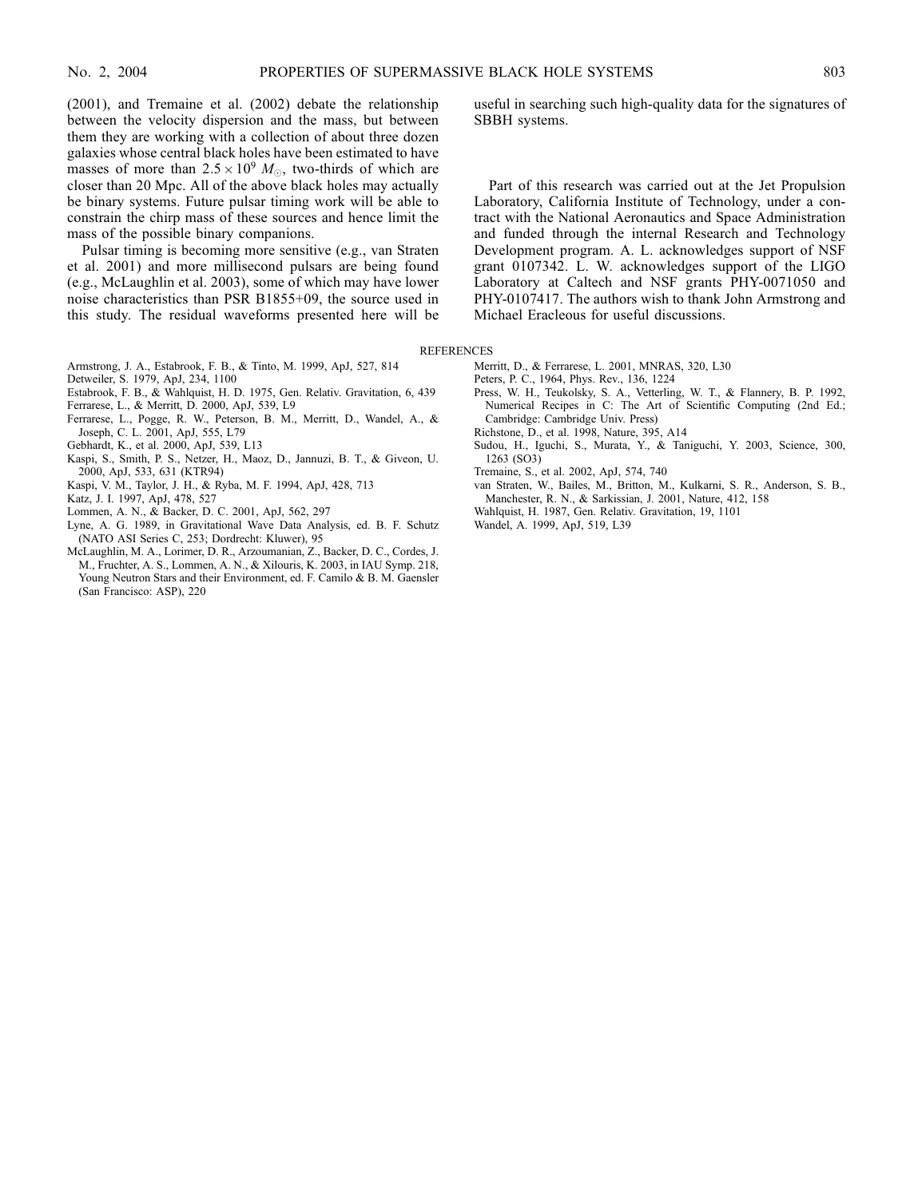(2001), and Tremaine et al. (2002) debate the relationship between the velocity dispersion and the mass, but between them they are working with a collection of about three dozen galaxies whose central black holes have been estimated to have masses of more than $2.5 \times 10^9\ M_\odot$, two-thirds of which are closer than 20 Mpc. All of the above black holes may actually be binary systems. Future pulsar timing work will be able to constrain the chirp mass of these sources and hence limit the mass of the possible binary companions.

Pulsar timing is becoming more sensitive (e.g., van Straten et al. 2001) and more millisecond pulsars are being found (e.g., McLaughlin et al. 2003), some of which may have lower noise characteristics than PSR B1855+09, the source used in this study. The residual waveforms presented here will be useful in searching such high-quality data for the signatures of SBBH systems.

Part of this research was carried out at the Jet Propulsion Laboratory, California Institute of Technology, under a contract with the National Aeronautics and Space Administration and funded through the internal Research and Technology Development program. A. L. acknowledges support of NSF grant 0107342. L. W. acknowledges support of the LIGO Laboratory at Caltech and NSF grants PHY-0071050 and PHY-0107417. The authors wish to thank John Armstrong and Michael Eracleous for useful discussions.

## REFERENCES

Armstrong, J. A., Estabrook, F. B., & Tinto, M. 1999, ApJ, 527, 814

Detweiler, S. 1979, ApJ, 234, 1100

Estabrook, F. B., & Wahlquist, H. D. 1975, Gen. Relativ. Gravitation, 6, 439

Ferrarese, L., & Merritt, D. 2000, ApJ, 539, L9

Ferrarese, L., Pogge, R. W., Peterson, B. M., Merritt, D., Wandel, A., & Joseph, C. L. 2001, ApJ, 555, L79

Gebhardt, K., et al. 2000, ApJ, 539, L13

Kaspi, S., Smith, P. S., Netzer, H., Maoz, D., Jannuzi, B. T., & Giveon, U. 2000, ApJ, 533, 631 (KTR94)

Kaspi, V. M., Taylor, J. H., & Ryba, M. F. 1994, ApJ, 428, 713

Katz, J. I. 1997, ApJ, 478, 527

Lommen, A. N., & Backer, D. C. 2001, ApJ, 562, 297

Lyne, A. G. 1989, in Gravitational Wave Data Analysis, ed. B. F. Schutz (NATO ASI Series C, 253; Dordrecht: Kluwer), 95

McLaughlin, M. A., Lorimer, D. R., Arzoumanian, Z., Backer, D. C., Cordes, J. M., Fruchter, A. S., Lommen, A. N., & Xilouris, K. 2003, in IAU Symp. 218, Young Neutron Stars and their Environment, ed. F. Camilo & B. M. Gaensler (San Francisco: ASP), 220

Merritt, D., & Ferrarese, L. 2001, MNRAS, 320, L30

Peters, P. C., 1964, Phys. Rev., 136, 1224

Press, W. H., Teukolsky, S. A., Vetterling, W. T., & Flannery, B. P. 1992, Numerical Recipes in C: The Art of Scientific Computing (2nd Ed.; Cambridge: Cambridge Univ. Press)

Richstone, D., et al. 1998, Nature, 395, A14

Sudou, H., Iguchi, S., Murata, Y., & Taniguchi, Y. 2003, Science, 300, 1263 (SO3)

Tremaine, S., et al. 2002, ApJ, 574, 740

van Straten, W., Bailes, M., Britton, M., Kulkarni, S. R., Anderson, S. B., Manchester, R. N., & Sarkissian, J. 2001, Nature, 412, 158

Wahlquist, H. 1987, Gen. Relativ. Gravitation, 19, 1101

Wandel, A. 1999, ApJ, 519, L39